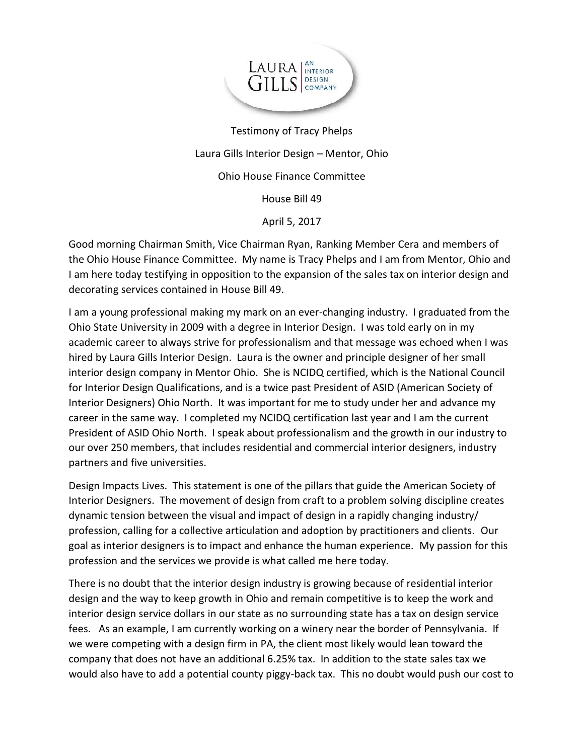Testimony of Tracy Phelps

Laura Gills Interior Design – Mentor, Ohio

Ohio House Finance Committee

House Bill 49

April 5, 2017

Good morning Chairman Smith, Vice Chairman Ryan, Ranking Member Cera and members of the Ohio House Finance Committee. My name is Tracy Phelps and I am from Mentor, Ohio and I am here today testifying in opposition to the expansion of the sales tax on interior design and decorating services contained in House Bill 49.

I am a young professional making my mark on an ever-changing industry. I graduated from the Ohio State University in 2009 with a degree in Interior Design. I was told early on in my academic career to always strive for professionalism and that message was echoed when I was hired by Laura Gills Interior Design. Laura is the owner and principle designer of her small interior design company in Mentor Ohio. She is NCIDQ certified, which is the National Council for Interior Design Qualifications, and is a twice past President of ASID (American Society of Interior Designers) Ohio North. It was important for me to study under her and advance my career in the same way. I completed my NCIDQ certification last year and I am the current President of ASID Ohio North. I speak about professionalism and the growth in our industry to our over 250 members, that includes residential and commercial interior designers, industry partners and five universities.

Design Impacts Lives. This statement is one of the pillars that guide the American Society of Interior Designers. The movement of design from craft to a problem solving discipline creates dynamic tension between the visual and impact of design in a rapidly changing industry/ profession, calling for a collective articulation and adoption by practitioners and clients. Our goal as interior designers is to impact and enhance the human experience. My passion for this profession and the services we provide is what called me here today.

There is no doubt that the interior design industry is growing because of residential interior design and the way to keep growth in Ohio and remain competitive is to keep the work and interior design service dollars in our state as no surrounding state has a tax on design service fees. As an example, I am currently working on a winery near the border of Pennsylvania. If we were competing with a design firm in PA, the client most likely would lean toward the company that does not have an additional 6.25% tax. In addition to the state sales tax we would also have to add a potential county piggy-back tax. This no doubt would push our cost to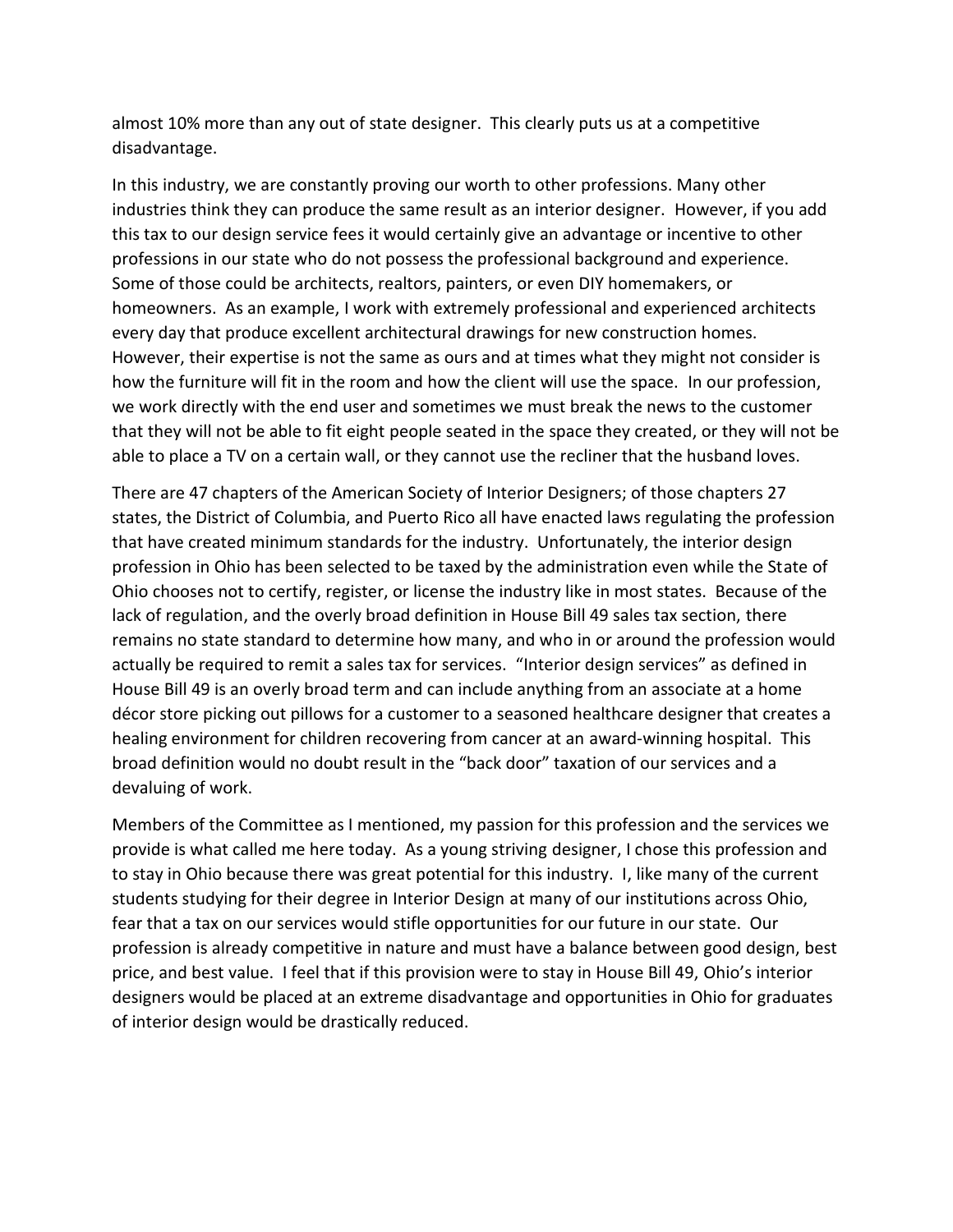almost 10% more than any out of state designer. This clearly puts us at a competitive disadvantage.

In this industry, we are constantly proving our worth to other professions. Many other industries think they can produce the same result as an interior designer. However, if you add this tax to our design service fees it would certainly give an advantage or incentive to other professions in our state who do not possess the professional background and experience. Some of those could be architects, realtors, painters, or even DIY homemakers, or homeowners. As an example, I work with extremely professional and experienced architects every day that produce excellent architectural drawings for new construction homes. However, their expertise is not the same as ours and at times what they might not consider is how the furniture will fit in the room and how the client will use the space. In our profession, we work directly with the end user and sometimes we must break the news to the customer that they will not be able to fit eight people seated in the space they created, or they will not be able to place a TV on a certain wall, or they cannot use the recliner that the husband loves.

There are 47 chapters of the American Society of Interior Designers; of those chapters 27 states, the District of Columbia, and Puerto Rico all have enacted laws regulating the profession that have created minimum standards for the industry. Unfortunately, the interior design profession in Ohio has been selected to be taxed by the administration even while the State of Ohio chooses not to certify, register, or license the industry like in most states. Because of the lack of regulation, and the overly broad definition in House Bill 49 sales tax section, there remains no state standard to determine how many, and who in or around the profession would actually be required to remit a sales tax for services. "Interior design services" as defined in House Bill 49 is an overly broad term and can include anything from an associate at a home décor store picking out pillows for a customer to a seasoned healthcare designer that creates a healing environment for children recovering from cancer at an award-winning hospital. This broad definition would no doubt result in the "back door" taxation of our services and a devaluing of work.

Members of the Committee as I mentioned, my passion for this profession and the services we provide is what called me here today. As a young striving designer, I chose this profession and to stay in Ohio because there was great potential for this industry. I, like many of the current students studying for their degree in Interior Design at many of our institutions across Ohio, fear that a tax on our services would stifle opportunities for our future in our state. Our profession is already competitive in nature and must have a balance between good design, best price, and best value. I feel that if this provision were to stay in House Bill 49, Ohio's interior designers would be placed at an extreme disadvantage and opportunities in Ohio for graduates of interior design would be drastically reduced.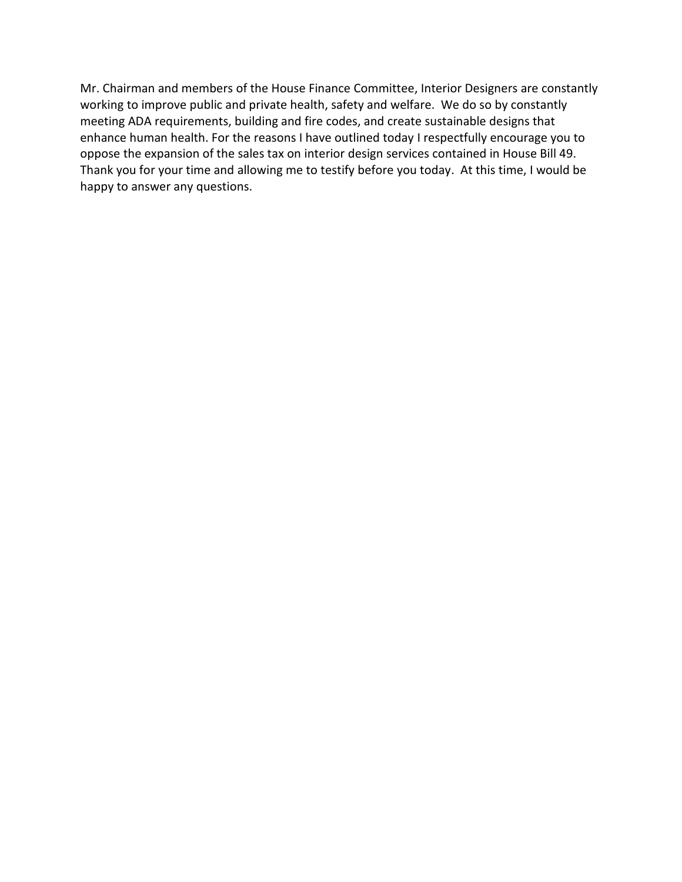Mr. Chairman and members of the House Finance Committee, Interior Designers are constantly working to improve public and private health, safety and welfare. We do so by constantly meeting ADA requirements, building and fire codes, and create sustainable designs that enhance human health. For the reasons I have outlined today I respectfully encourage you to oppose the expansion of the sales tax on interior design services contained in House Bill 49. Thank you for your time and allowing me to testify before you today. At this time, I would be happy to answer any questions.